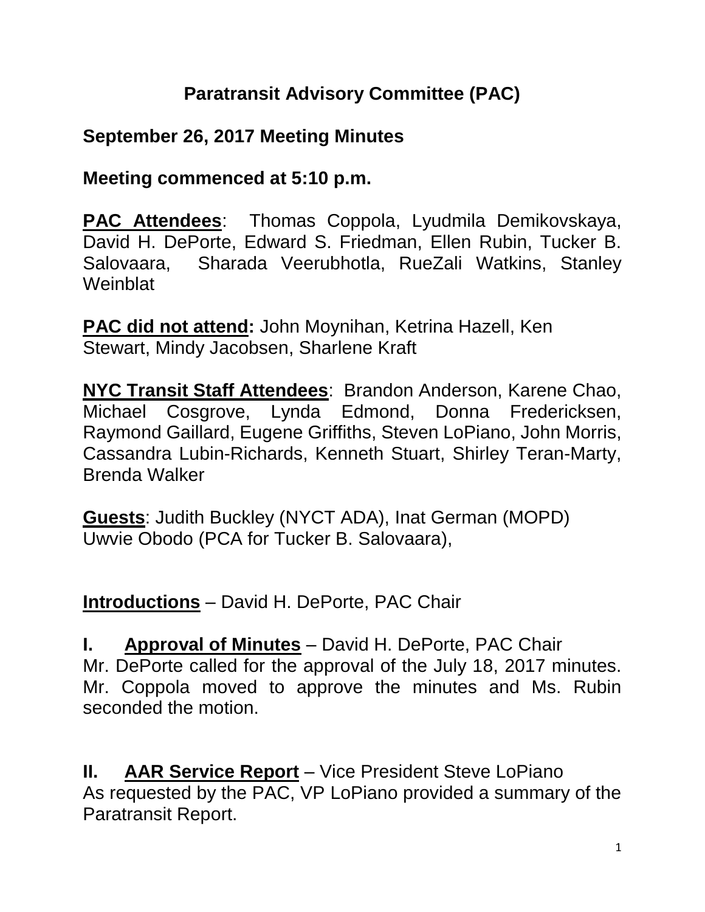# Paratransit Advisory Committee (PAC)

## September 26, 2017 Meeting Minutes

## Meeting commenced at 5:10 p.m.

**PAC Attendees**: Thomas Coppola, Lyudmila Demikovskaya, David H. DePorte, Edward S. Friedman, Ellen Rubin, Tucker B. Salovaara, Sharada Veerubhotla, RueZali Watkins, Stanley Weinblat

**PAC did not attend:** John Moynihan, Ketrina Hazell, Ken Stewart, Mindy Jacobsen, Sharlene Kraft

**NYC Transit Staff Attendees**: Brandon Anderson, Karene Chao, Michael Cosgrove, Lynda Edmond, Donna Fredericksen, Raymond Gaillard, Eugene Griffiths, Steven LoPiano, John Morris, Cassandra Lubin-Richards, Kenneth Stuart, Shirley Teran-Marty, Brenda Walker

**Guests**: Judith Buckley (NYCT ADA), Inat German (MOPD) Uwvie Obodo (PCA for Tucker B. Salovaara),

**Introductions** – David H. DePorte, PAC Chair

**I. Approval of Minutes** – David H. DePorte, PAC Chair

Mr. DePorte called for the approval of the July 18, 2017 minutes. Mr. Coppola moved to approve the minutes and Ms. Rubin seconded the motion.

**II. AAR Service Report** – Vice President Steve LoPiano

As requested by the PAC, VP LoPiano provided a summary of the Paratransit Report.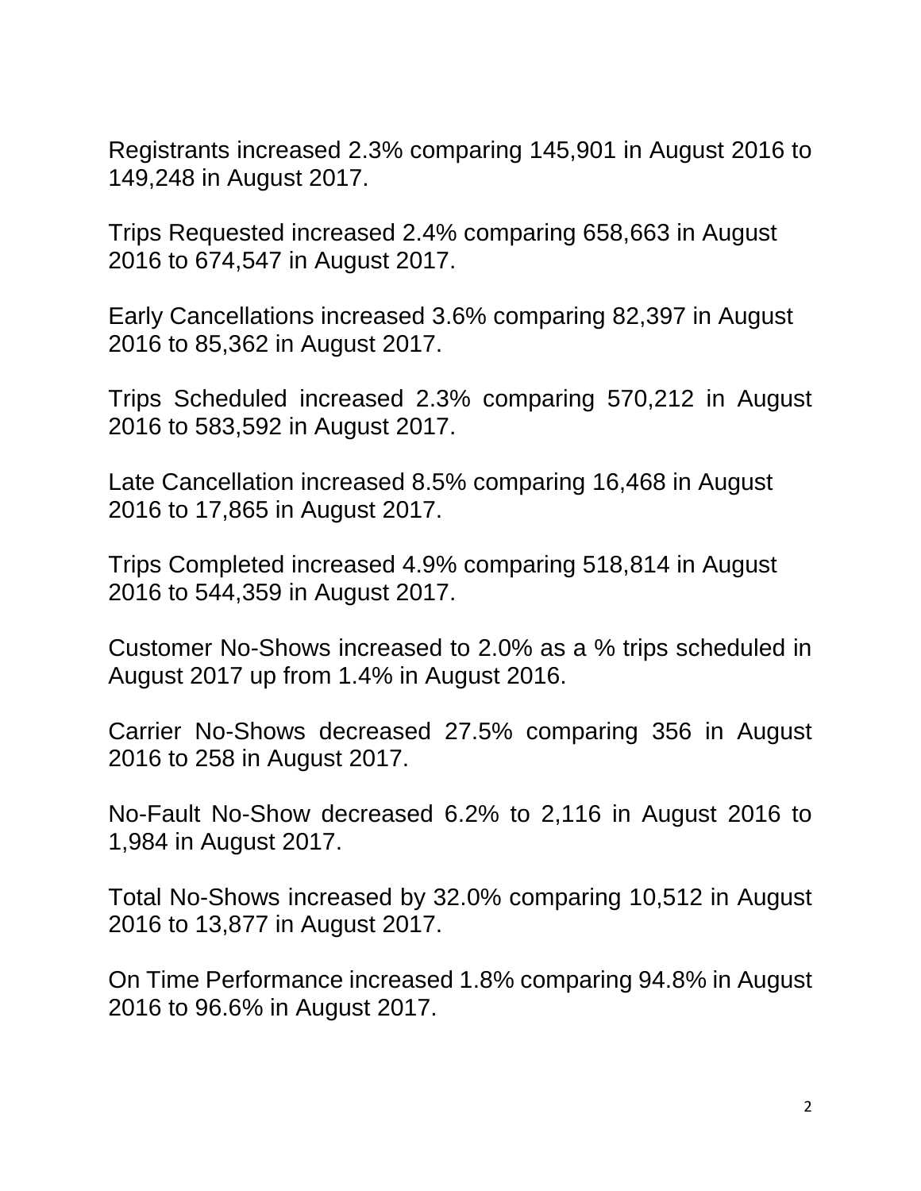Registrants increased 2.3% comparing 145,901 in August 2016 to 149,248 in August 2017.

Trips Requested increased 2.4% comparing 658,663 in August 2016 to 674,547 in August 2017.

Early Cancellations increased 3.6% comparing 82,397 in August 2016 to 85,362 in August 2017.

Trips Scheduled increased 2.3% comparing 570,212 in August 2016 to 583,592 in August 2017.

Late Cancellation increased 8.5% comparing 16,468 in August 2016 to 17,865 in August 2017.

Trips Completed increased 4.9% comparing 518,814 in August 2016 to 544,359 in August 2017.

Customer No-Shows increased to 2.0% as a % trips scheduled in August 2017 up from 1.4% in August 2016.

Carrier No-Shows decreased 27.5% comparing 356 in August 2016 to 258 in August 2017.

No-Fault No-Show decreased 6.2% to 2,116 in August 2016 to 1,984 in August 2017.

Total No-Shows increased by 32.0% comparing 10,512 in August 2016 to 13,877 in August 2017.

On Time Performance increased 1.8% comparing 94.8% in August 2016 to 96.6% in August 2017.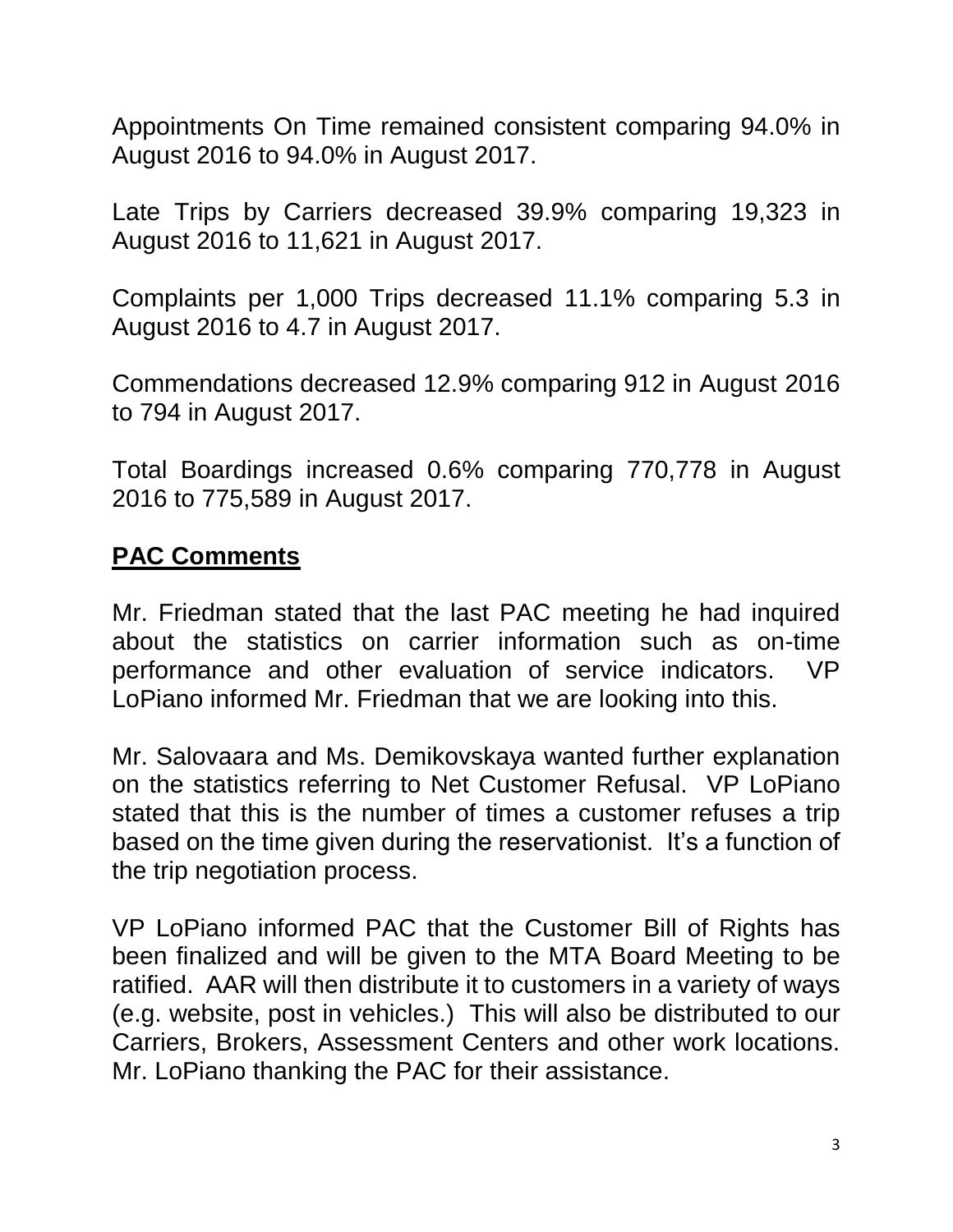Appointments On Time remained consistent comparing 94.0% in August 2016 to 94.0% in August 2017.

Late Trips by Carriers decreased 39.9% comparing 19,323 in August 2016 to 11,621 in August 2017.

Complaints per 1,000 Trips decreased 11.1% comparing 5.3 in August 2016 to 4.7 in August 2017.

Commendations decreased 12.9% comparing 912 in August 2016 to 794 in August 2017.

Total Boardings increased 0.6% comparing 770,778 in August 2016 to 775,589 in August 2017.

## **PAC Comments**

Mr. Friedman stated that the last PAC meeting he had inquired about the statistics on carrier information such as on-time performance and other evaluation of service indicators. VP LoPiano informed Mr. Friedman that we are looking into this.

Mr. Salovaara and Ms. Demikovskaya wanted further explanation on the statistics referring to Net Customer Refusal. VP LoPiano stated that this is the number of times a customer refuses a trip based on the time given during the reservationist. It's a function of the trip negotiation process.

VP LoPiano informed PAC that the Customer Bill of Rights has been finalized and will be given to the MTA Board Meeting to be ratified. AAR will then distribute it to customers in a variety of ways (e.g. website, post in vehicles.) This will also be distributed to our Carriers, Brokers, Assessment Centers and other work locations. Mr. LoPiano thanking the PAC for their assistance.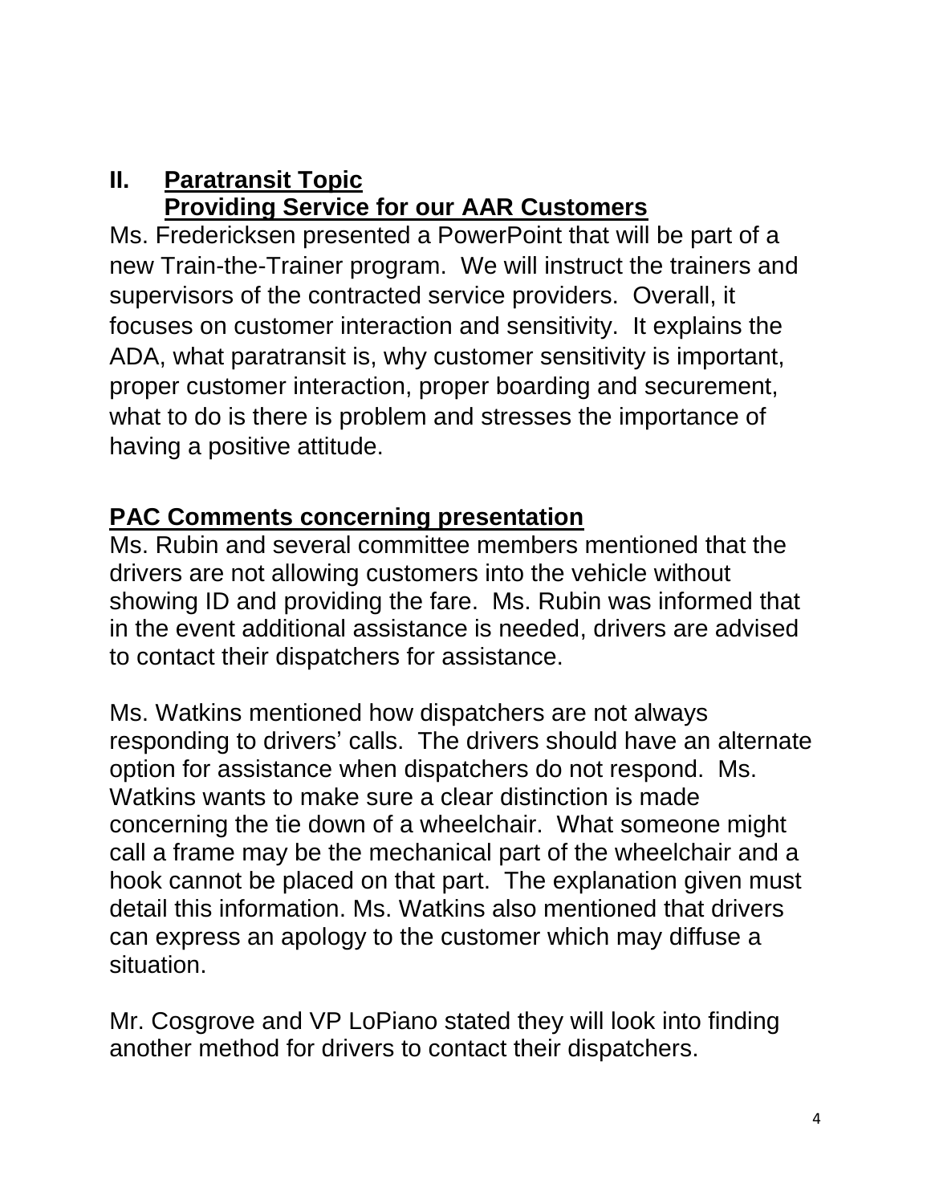## II. Paratransit Topic
## Providing Service for our AAR Customers

Ms. Fredericksen presented a PowerPoint that will be part of a new Train-the-Trainer program. We will instruct the trainers and supervisors of the contracted service providers. Overall, it focuses on customer interaction and sensitivity. It explains the ADA, what paratransit is, why customer sensitivity is important, proper customer interaction, proper boarding and securement, what to do is there is problem and stresses the importance of having a positive attitude.

### PAC Comments concerning presentation

Ms. Rubin and several committee members mentioned that the drivers are not allowing customers into the vehicle without showing ID and providing the fare. Ms. Rubin was informed that in the event additional assistance is needed, drivers are advised to contact their dispatchers for assistance.

Ms. Watkins mentioned how dispatchers are not always responding to drivers' calls. The drivers should have an alternate option for assistance when dispatchers do not respond. Ms. Watkins wants to make sure a clear distinction is made concerning the tie down of a wheelchair. What someone might call a frame may be the mechanical part of the wheelchair and a hook cannot be placed on that part. The explanation given must detail this information. Ms. Watkins also mentioned that drivers can express an apology to the customer which may diffuse a situation.

Mr. Cosgrove and VP LoPiano stated they will look into finding another method for drivers to contact their dispatchers.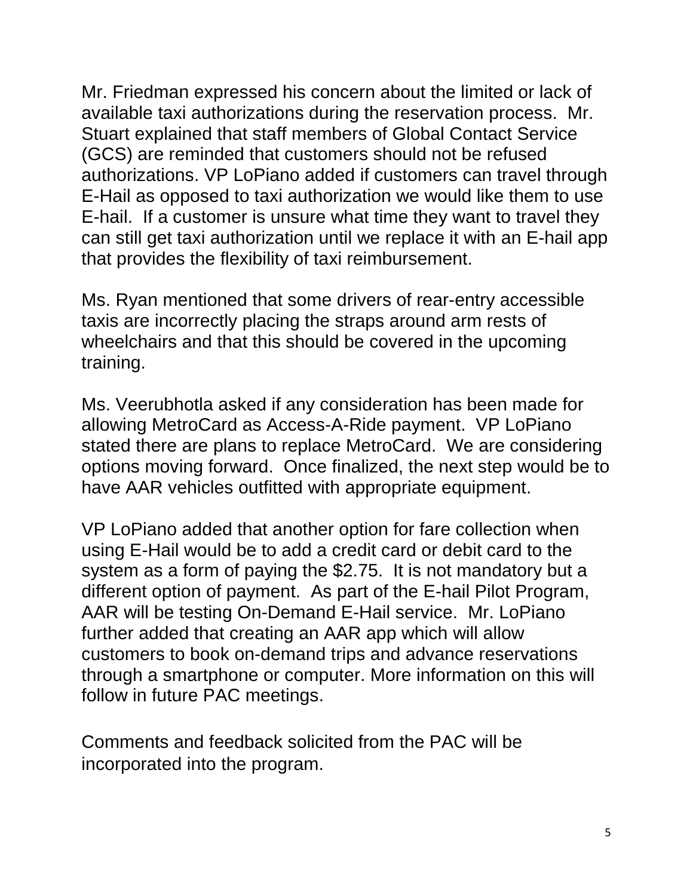Mr. Friedman expressed his concern about the limited or lack of available taxi authorizations during the reservation process. Mr. Stuart explained that staff members of Global Contact Service (GCS) are reminded that customers should not be refused authorizations. VP LoPiano added if customers can travel through E-Hail as opposed to taxi authorization we would like them to use E-hail. If a customer is unsure what time they want to travel they can still get taxi authorization until we replace it with an E-hail app that provides the flexibility of taxi reimbursement.

Ms. Ryan mentioned that some drivers of rear-entry accessible taxis are incorrectly placing the straps around arm rests of wheelchairs and that this should be covered in the upcoming training.

Ms. Veerubhotla asked if any consideration has been made for allowing MetroCard as Access-A-Ride payment. VP LoPiano stated there are plans to replace MetroCard. We are considering options moving forward. Once finalized, the next step would be to have AAR vehicles outfitted with appropriate equipment.

VP LoPiano added that another option for fare collection when using E-Hail would be to add a credit card or debit card to the system as a form of paying the $2.75. It is not mandatory but a different option of payment. As part of the E-hail Pilot Program, AAR will be testing On-Demand E-Hail service. Mr. LoPiano further added that creating an AAR app which will allow customers to book on-demand trips and advance reservations through a smartphone or computer. More information on this will follow in future PAC meetings.

Comments and feedback solicited from the PAC will be incorporated into the program.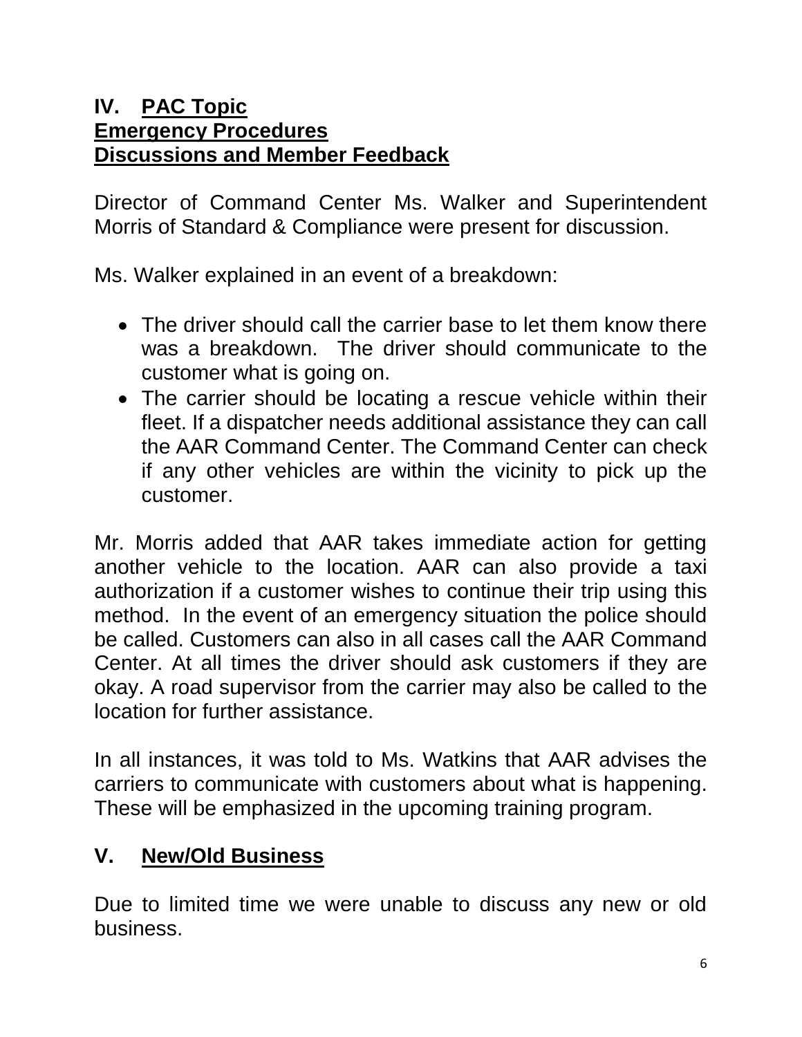## IV. PAC Topic
## Emergency Procedures
## Discussions and Member Feedback

Director of Command Center Ms. Walker and Superintendent Morris of Standard & Compliance were present for discussion.

Ms. Walker explained in an event of a breakdown:

- The driver should call the carrier base to let them know there was a breakdown. The driver should communicate to the customer what is going on.
- The carrier should be locating a rescue vehicle within their fleet. If a dispatcher needs additional assistance they can call the AAR Command Center. The Command Center can check if any other vehicles are within the vicinity to pick up the customer.

Mr. Morris added that AAR takes immediate action for getting another vehicle to the location. AAR can also provide a taxi authorization if a customer wishes to continue their trip using this method. In the event of an emergency situation the police should be called. Customers can also in all cases call the AAR Command Center. At all times the driver should ask customers if they are okay. A road supervisor from the carrier may also be called to the location for further assistance.

In all instances, it was told to Ms. Watkins that AAR advises the carriers to communicate with customers about what is happening. These will be emphasized in the upcoming training program.

## V. New/Old Business

Due to limited time we were unable to discuss any new or old business.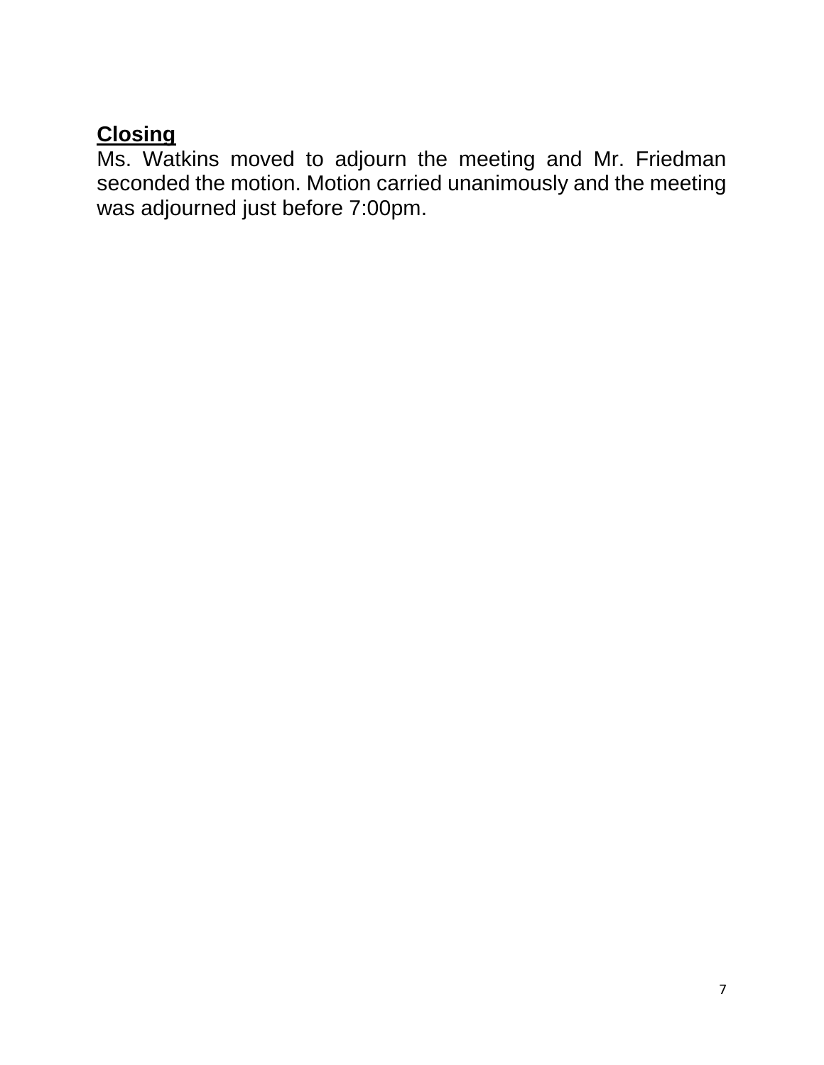**Closing**

Ms. Watkins moved to adjourn the meeting and Mr. Friedman seconded the motion. Motion carried unanimously and the meeting was adjourned just before 7:00pm.